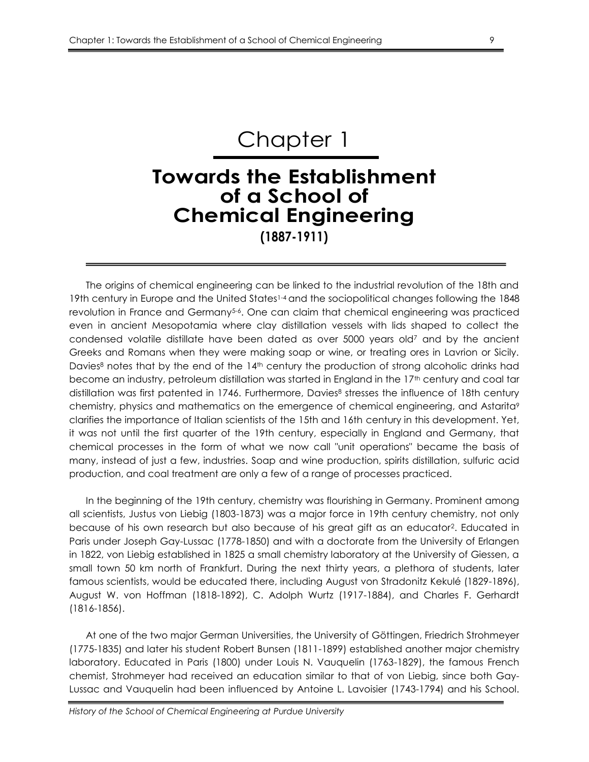# Chapter 1

## Towards the Establishment of a School of Chemical Engineering

### (1887-1911)

The origins of chemical engineering can be linked to the industrial revolution of the 18th and 19th century in Europe and the United States[1-4] and the sociopolitical changes following the 1848 revolution in France and Germany[5-6]. One can claim that chemical engineering was practiced even in ancient Mesopotamia where clay distillation vessels with lids shaped to collect the condensed volatile distillate have been dated as over 5000 years old[7] and by the ancient Greeks and Romans when they were making soap or wine, or treating ores in Lavrion or Sicily. Davies[8] notes that by the end of the 14th century the production of strong alcoholic drinks had become an industry, petroleum distillation was started in England in the 17th century and coal tar distillation was first patented in 1746. Furthermore, Davies[8] stresses the influence of 18th century chemistry, physics and mathematics on the emergence of chemical engineering, and Astarita[9] clarifies the importance of Italian scientists of the 15th and 16th century in this development. Yet, it was not until the first quarter of the 19th century, especially in England and Germany, that chemical processes in the form of what we now call "unit operations" became the basis of many, instead of just a few, industries. Soap and wine production, spirits distillation, sulfuric acid production, and coal treatment are only a few of a range of processes practiced.

In the beginning of the 19th century, chemistry was flourishing in Germany. Prominent among all scientists, Justus von Liebig (1803-1873) was a major force in 19th century chemistry, not only because of his own research but also because of his great gift as an educator[2]. Educated in Paris under Joseph Gay-Lussac (1778-1850) and with a doctorate from the University of Erlangen in 1822, von Liebig established in 1825 a small chemistry laboratory at the University of Giessen, a small town 50 km north of Frankfurt. During the next thirty years, a plethora of students, later famous scientists, would be educated there, including August von Stradonitz Kekulé (1829-1896), August W. von Hoffman (1818-1892), C. Adolph Wurtz (1917-1884), and Charles F. Gerhardt (1816-1856).

At one of the two major German Universities, the University of Göttingen, Friedrich Strohmeyer (1775-1835) and later his student Robert Bunsen (1811-1899) established another major chemistry laboratory. Educated in Paris (1800) under Louis N. Vauquelin (1763-1829), the famous French chemist, Strohmeyer had received an education similar to that of von Liebig, since both Gay-Lussac and Vauquelin had been influenced by Antoine L. Lavoisier (1743-1794) and his School.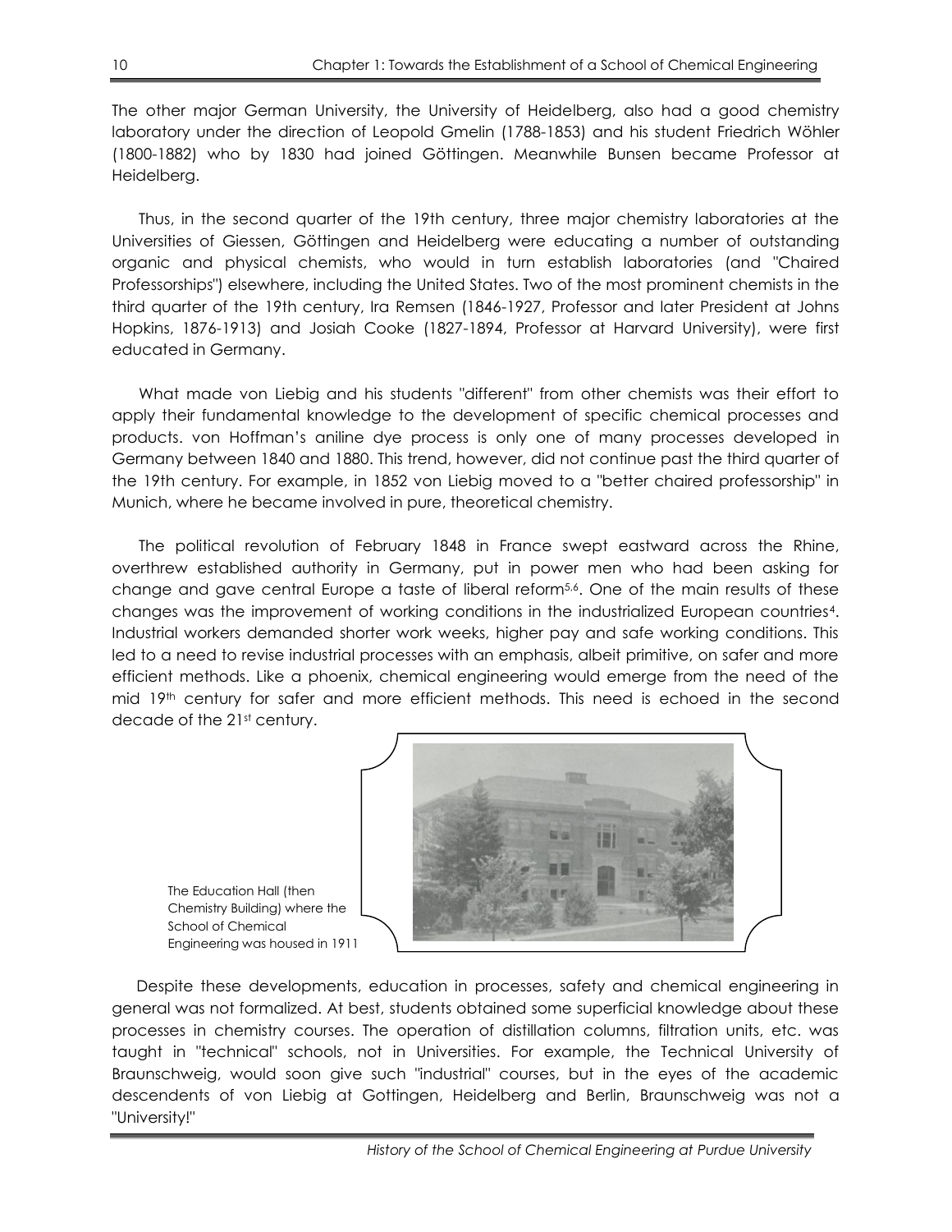The other major German University, the University of Heidelberg, also had a good chemistry laboratory under the direction of Leopold Gmelin (1788-1853) and his student Friedrich Wöhler (1800-1882) who by 1830 had joined Göttingen. Meanwhile Bunsen became Professor at Heidelberg.

Thus, in the second quarter of the 19th century, three major chemistry laboratories at the Universities of Giessen, Göttingen and Heidelberg were educating a number of outstanding organic and physical chemists, who would in turn establish laboratories (and "Chaired Professorships") elsewhere, including the United States. Two of the most prominent chemists in the third quarter of the 19th century, Ira Remsen (1846-1927, Professor and later President at Johns Hopkins, 1876-1913) and Josiah Cooke (1827-1894, Professor at Harvard University), were first educated in Germany.

What made von Liebig and his students "different" from other chemists was their effort to apply their fundamental knowledge to the development of specific chemical processes and products. von Hoffman's aniline dye process is only one of many processes developed in Germany between 1840 and 1880. This trend, however, did not continue past the third quarter of the 19th century. For example, in 1852 von Liebig moved to a "better chaired professorship" in Munich, where he became involved in pure, theoretical chemistry.

The political revolution of February 1848 in France swept eastward across the Rhine, overthrew established authority in Germany, put in power men who had been asking for change and gave central Europe a taste of liberal reform[5,6]. One of the main results of these changes was the improvement of working conditions in the industrialized European countries[4]. Industrial workers demanded shorter work weeks, higher pay and safe working conditions. This led to a need to revise industrial processes with an emphasis, albeit primitive, on safer and more efficient methods. Like a phoenix, chemical engineering would emerge from the need of the mid 19th century for safer and more efficient methods. This need is echoed in the second decade of the 21st century.

The Education Hall (then Chemistry Building) where the School of Chemical Engineering was housed in 1911

Despite these developments, education in processes, safety and chemical engineering in general was not formalized. At best, students obtained some superficial knowledge about these processes in chemistry courses. The operation of distillation columns, filtration units, etc. was taught in "technical" schools, not in Universities. For example, the Technical University of Braunschweig, would soon give such "industrial" courses, but in the eyes of the academic descendents of von Liebig at Gottingen, Heidelberg and Berlin, Braunschweig was not a "University!"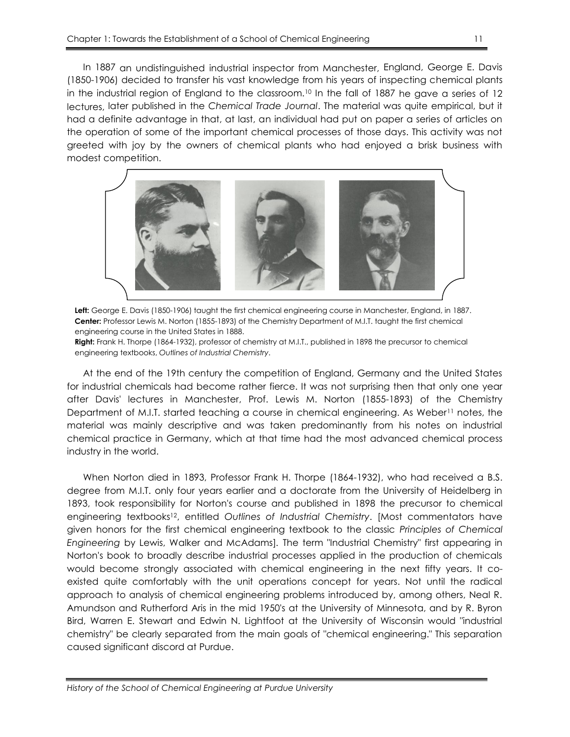In 1887 an undistinguished industrial inspector from Manchester, England, George E. Davis (1850-1906) decided to transfer his vast knowledge from his years of inspecting chemical plants in the industrial region of England to the classroom.[10] In the fall of 1887 he gave a series of 12 lectures, later published in the *Chemical Trade Journal*. The material was quite empirical, but it had a definite advantage in that, at last, an individual had put on paper a series of articles on the operation of some of the important chemical processes of those days. This activity was not greeted with joy by the owners of chemical plants who had enjoyed a brisk business with modest competition.

**Left:** George E. Davis (1850-1906) taught the first chemical engineering course in Manchester, England, in 1887.
**Center:** Professor Lewis M. Norton (1855-1893) of the Chemistry Department of M.I.T. taught the first chemical engineering course in the United States in 1888.
**Right:** Frank H. Thorpe (1864-1932), professor of chemistry at M.I.T., published in 1898 the precursor to chemical engineering textbooks, *Outlines of Industrial Chemistry*.

At the end of the 19th century the competition of England, Germany and the United States for industrial chemicals had become rather fierce. It was not surprising then that only one year after Davis' lectures in Manchester, Prof. Lewis M. Norton (1855-1893) of the Chemistry Department of M.I.T. started teaching a course in chemical engineering. As Weber[11] notes, the material was mainly descriptive and was taken predominantly from his notes on industrial chemical practice in Germany, which at that time had the most advanced chemical process industry in the world.

When Norton died in 1893, Professor Frank H. Thorpe (1864-1932), who had received a B.S. degree from M.I.T. only four years earlier and a doctorate from the University of Heidelberg in 1893, took responsibility for Norton's course and published in 1898 the precursor to chemical engineering textbooks[12], entitled *Outlines of Industrial Chemistry*. [Most commentators have given honors for the first chemical engineering textbook to the classic *Principles of Chemical Engineering* by Lewis, Walker and McAdams]. The term "Industrial Chemistry" first appearing in Norton's book to broadly describe industrial processes applied in the production of chemicals would become strongly associated with chemical engineering in the next fifty years. It co-existed quite comfortably with the unit operations concept for years. Not until the radical approach to analysis of chemical engineering problems introduced by, among others, Neal R. Amundson and Rutherford Aris in the mid 1950's at the University of Minnesota, and by R. Byron Bird, Warren E. Stewart and Edwin N. Lightfoot at the University of Wisconsin would "industrial chemistry" be clearly separated from the main goals of "chemical engineering." This separation caused significant discord at Purdue.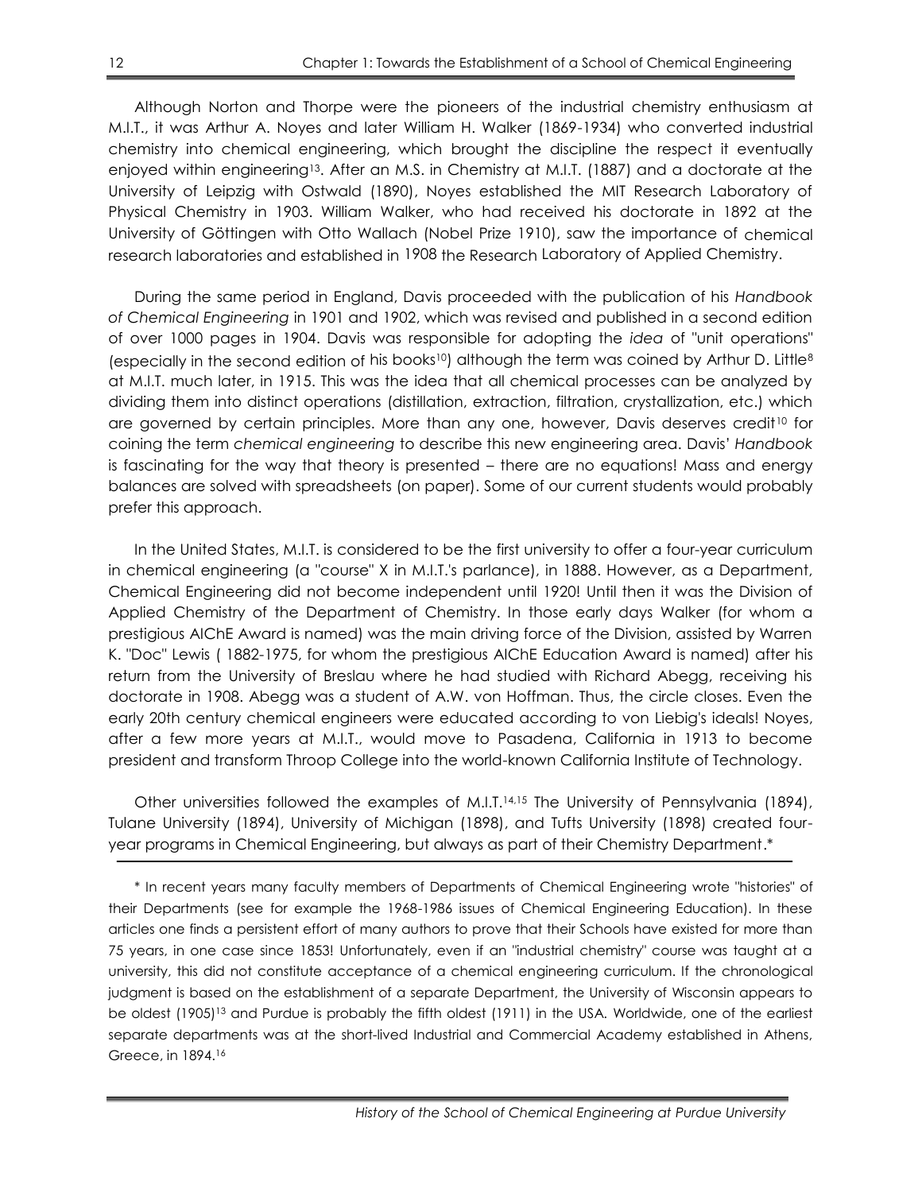Although Norton and Thorpe were the pioneers of the industrial chemistry enthusiasm at M.I.T., it was Arthur A. Noyes and later William H. Walker (1869-1934) who converted industrial chemistry into chemical engineering, which brought the discipline the respect it eventually enjoyed within engineering[13]. After an M.S. in Chemistry at M.I.T. (1887) and a doctorate at the University of Leipzig with Ostwald (1890), Noyes established the MIT Research Laboratory of Physical Chemistry in 1903. William Walker, who had received his doctorate in 1892 at the University of Göttingen with Otto Wallach (Nobel Prize 1910), saw the importance of chemical research laboratories and established in 1908 the Research Laboratory of Applied Chemistry.

During the same period in England, Davis proceeded with the publication of his *Handbook of Chemical Engineering* in 1901 and 1902, which was revised and published in a second edition of over 1000 pages in 1904. Davis was responsible for adopting the *idea* of "unit operations" (especially in the second edition of his books[10]) although the term was coined by Arthur D. Little[8] at M.I.T. much later, in 1915. This was the idea that all chemical processes can be analyzed by dividing them into distinct operations (distillation, extraction, filtration, crystallization, etc.) which are governed by certain principles. More than any one, however, Davis deserves credit[10] for coining the term *chemical engineering* to describe this new engineering area. Davis' *Handbook* is fascinating for the way that theory is presented – there are no equations! Mass and energy balances are solved with spreadsheets (on paper). Some of our current students would probably prefer this approach.

In the United States, M.I.T. is considered to be the first university to offer a four-year curriculum in chemical engineering (a "course" X in M.I.T.'s parlance), in 1888. However, as a Department, Chemical Engineering did not become independent until 1920! Until then it was the Division of Applied Chemistry of the Department of Chemistry. In those early days Walker (for whom a prestigious AIChE Award is named) was the main driving force of the Division, assisted by Warren K. "Doc" Lewis ( 1882-1975, for whom the prestigious AIChE Education Award is named) after his return from the University of Breslau where he had studied with Richard Abegg, receiving his doctorate in 1908. Abegg was a student of A.W. von Hoffman. Thus, the circle closes. Even the early 20th century chemical engineers were educated according to von Liebig's ideals! Noyes, after a few more years at M.I.T., would move to Pasadena, California in 1913 to become president and transform Throop College into the world-known California Institute of Technology.

Other universities followed the examples of M.I.T.[14,15] The University of Pennsylvania (1894), Tulane University (1894), University of Michigan (1898), and Tufts University (1898) created four-year programs in Chemical Engineering, but always as part of their Chemistry Department.*

---

\* In recent years many faculty members of Departments of Chemical Engineering wrote "histories" of their Departments (see for example the 1968-1986 issues of Chemical Engineering Education). In these articles one finds a persistent effort of many authors to prove that their Schools have existed for more than 75 years, in one case since 1853! Unfortunately, even if an "industrial chemistry" course was taught at a university, this did not constitute acceptance of a chemical engineering curriculum. If the chronological judgment is based on the establishment of a separate Department, the University of Wisconsin appears to be oldest (1905)[13] and Purdue is probably the fifth oldest (1911) in the USA. Worldwide, one of the earliest separate departments was at the short-lived Industrial and Commercial Academy established in Athens, Greece, in 1894.[16]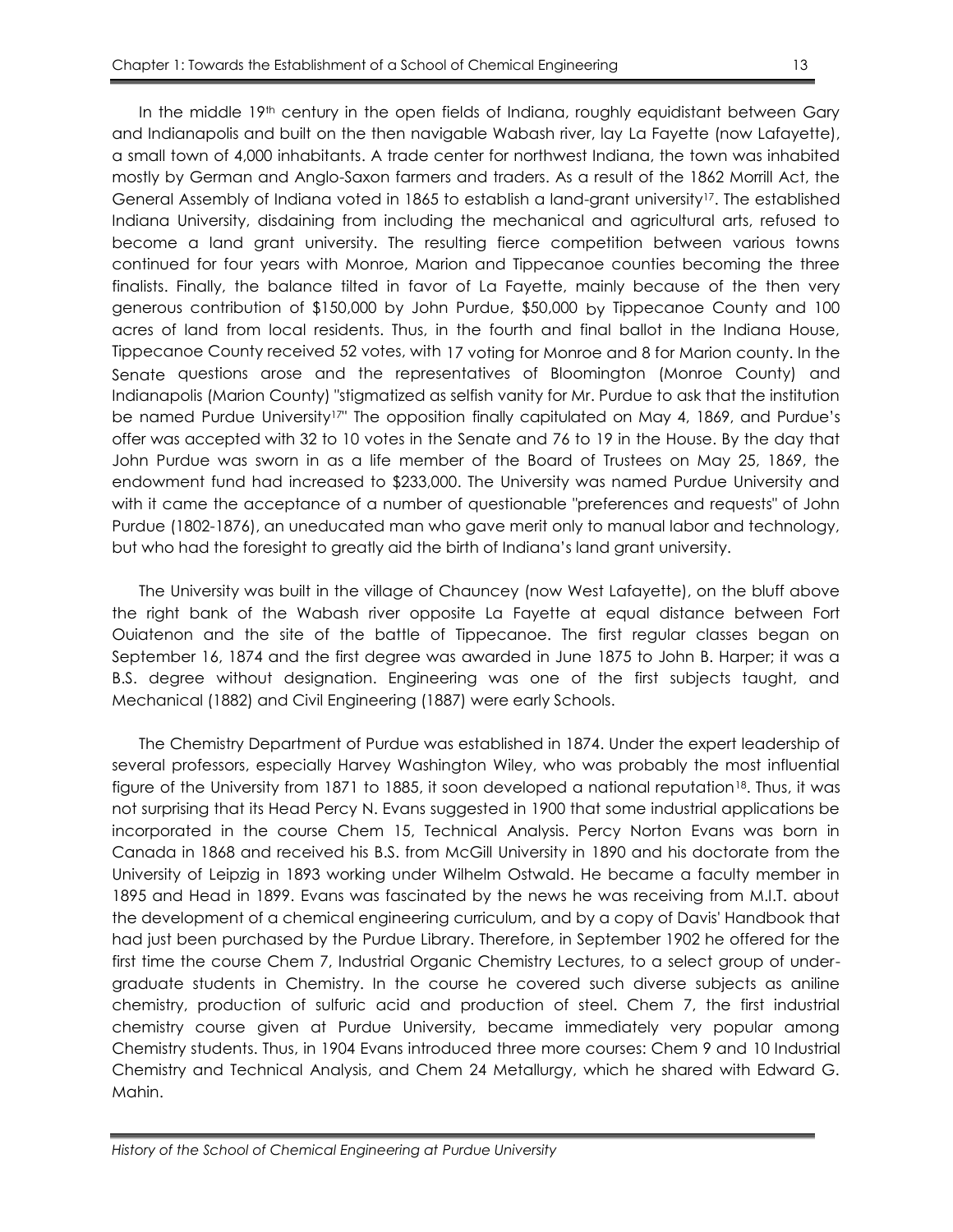In the middle 19th century in the open fields of Indiana, roughly equidistant between Gary and Indianapolis and built on the then navigable Wabash river, lay La Fayette (now Lafayette), a small town of 4,000 inhabitants. A trade center for northwest Indiana, the town was inhabited mostly by German and Anglo-Saxon farmers and traders. As a result of the 1862 Morrill Act, the General Assembly of Indiana voted in 1865 to establish a land-grant university[17]. The established Indiana University, disdaining from including the mechanical and agricultural arts, refused to become a land grant university. The resulting fierce competition between various towns continued for four years with Monroe, Marion and Tippecanoe counties becoming the three finalists. Finally, the balance tilted in favor of La Fayette, mainly because of the then very generous contribution of $150,000 by John Purdue, $50,000 by Tippecanoe County and 100 acres of land from local residents. Thus, in the fourth and final ballot in the Indiana House, Tippecanoe County received 52 votes, with 17 voting for Monroe and 8 for Marion county. In the Senate questions arose and the representatives of Bloomington (Monroe County) and Indianapolis (Marion County) "stigmatized as selfish vanity for Mr. Purdue to ask that the institution be named Purdue University[17]" The opposition finally capitulated on May 4, 1869, and Purdue's offer was accepted with 32 to 10 votes in the Senate and 76 to 19 in the House. By the day that John Purdue was sworn in as a life member of the Board of Trustees on May 25, 1869, the endowment fund had increased to $233,000. The University was named Purdue University and with it came the acceptance of a number of questionable "preferences and requests" of John Purdue (1802-1876), an uneducated man who gave merit only to manual labor and technology, but who had the foresight to greatly aid the birth of Indiana's land grant university.

The University was built in the village of Chauncey (now West Lafayette), on the bluff above the right bank of the Wabash river opposite La Fayette at equal distance between Fort Ouiatenon and the site of the battle of Tippecanoe. The first regular classes began on September 16, 1874 and the first degree was awarded in June 1875 to John B. Harper; it was a B.S. degree without designation. Engineering was one of the first subjects taught, and Mechanical (1882) and Civil Engineering (1887) were early Schools.

The Chemistry Department of Purdue was established in 1874. Under the expert leadership of several professors, especially Harvey Washington Wiley, who was probably the most influential figure of the University from 1871 to 1885, it soon developed a national reputation[18]. Thus, it was not surprising that its Head Percy N. Evans suggested in 1900 that some industrial applications be incorporated in the course Chem 15, Technical Analysis. Percy Norton Evans was born in Canada in 1868 and received his B.S. from McGill University in 1890 and his doctorate from the University of Leipzig in 1893 working under Wilhelm Ostwald. He became a faculty member in 1895 and Head in 1899. Evans was fascinated by the news he was receiving from M.I.T. about the development of a chemical engineering curriculum, and by a copy of Davis' Handbook that had just been purchased by the Purdue Library. Therefore, in September 1902 he offered for the first time the course Chem 7, Industrial Organic Chemistry Lectures, to a select group of undergraduate students in Chemistry. In the course he covered such diverse subjects as aniline chemistry, production of sulfuric acid and production of steel. Chem 7, the first industrial chemistry course given at Purdue University, became immediately very popular among Chemistry students. Thus, in 1904 Evans introduced three more courses: Chem 9 and 10 Industrial Chemistry and Technical Analysis, and Chem 24 Metallurgy, which he shared with Edward G. Mahin.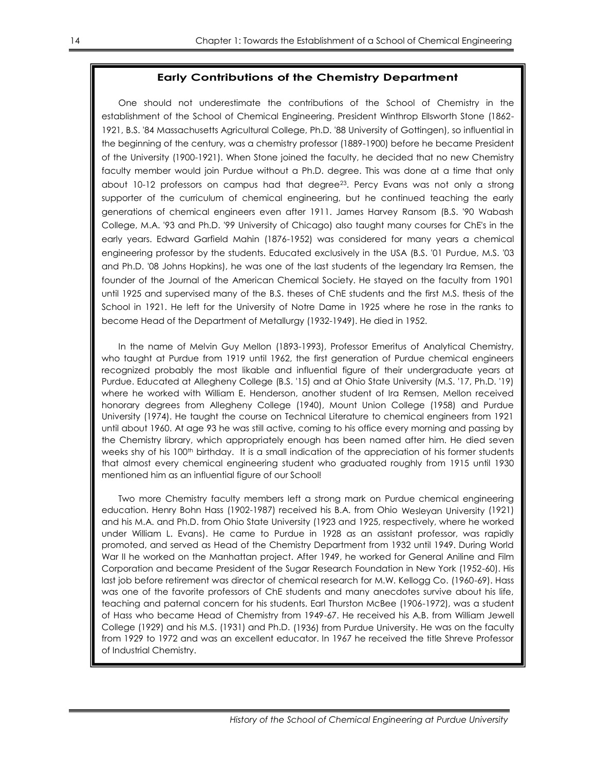## Early Contributions of the Chemistry Department

One should not underestimate the contributions of the School of Chemistry in the establishment of the School of Chemical Engineering. President Winthrop Ellsworth Stone (1862-1921, B.S. '84 Massachusetts Agricultural College, Ph.D. '88 University of Gottingen), so influential in the beginning of the century, was a chemistry professor (1889-1900) before he became President of the University (1900-1921). When Stone joined the faculty, he decided that no new Chemistry faculty member would join Purdue without a Ph.D. degree. This was done at a time that only about 10-12 professors on campus had that degree[23]. Percy Evans was not only a strong supporter of the curriculum of chemical engineering, but he continued teaching the early generations of chemical engineers even after 1911. James Harvey Ransom (B.S. '90 Wabash College, M.A. '93 and Ph.D. '99 University of Chicago) also taught many courses for ChE's in the early years. Edward Garfield Mahin (1876-1952) was considered for many years a chemical engineering professor by the students. Educated exclusively in the USA (B.S. '01 Purdue, M.S. '03 and Ph.D. '08 Johns Hopkins), he was one of the last students of the legendary Ira Remsen, the founder of the Journal of the American Chemical Society. He stayed on the faculty from 1901 until 1925 and supervised many of the B.S. theses of ChE students and the first M.S. thesis of the School in 1921. He left for the University of Notre Dame in 1925 where he rose in the ranks to become Head of the Department of Metallurgy (1932-1949). He died in 1952.

In the name of Melvin Guy Mellon (1893-1993), Professor Emeritus of Analytical Chemistry, who taught at Purdue from 1919 until 1962, the first generation of Purdue chemical engineers recognized probably the most likable and influential figure of their undergraduate years at Purdue. Educated at Allegheny College (B.S. '15) and at Ohio State University (M.S. '17, Ph.D. '19) where he worked with William E. Henderson, another student of Ira Remsen, Mellon received honorary degrees from Allegheny College (1940), Mount Union College (1958) and Purdue University (1974). He taught the course on Technical Literature to chemical engineers from 1921 until about 1960. At age 93 he was still active, coming to his office every morning and passing by the Chemistry library, which appropriately enough has been named after him. He died seven weeks shy of his 100th birthday. It is a small indication of the appreciation of his former students that almost every chemical engineering student who graduated roughly from 1915 until 1930 mentioned him as an influential figure of our School!

Two more Chemistry faculty members left a strong mark on Purdue chemical engineering education. Henry Bohn Hass (1902-1987) received his B.A. from Ohio Wesleyan University (1921) and his M.A. and Ph.D. from Ohio State University (1923 and 1925, respectively, where he worked under William L. Evans). He came to Purdue in 1928 as an assistant professor, was rapidly promoted, and served as Head of the Chemistry Department from 1932 until 1949. During World War II he worked on the Manhattan project. After 1949, he worked for General Aniline and Film Corporation and became President of the Sugar Research Foundation in New York (1952-60). His last job before retirement was director of chemical research for M.W. Kellogg Co. (1960-69). Hass was one of the favorite professors of ChE students and many anecdotes survive about his life, teaching and paternal concern for his students. Earl Thurston McBee (1906-1972), was a student of Hass who became Head of Chemistry from 1949-67. He received his A.B. from William Jewell College (1929) and his M.S. (1931) and Ph.D. (1936) from Purdue University. He was on the faculty from 1929 to 1972 and was an excellent educator. In 1967 he received the title Shreve Professor of Industrial Chemistry.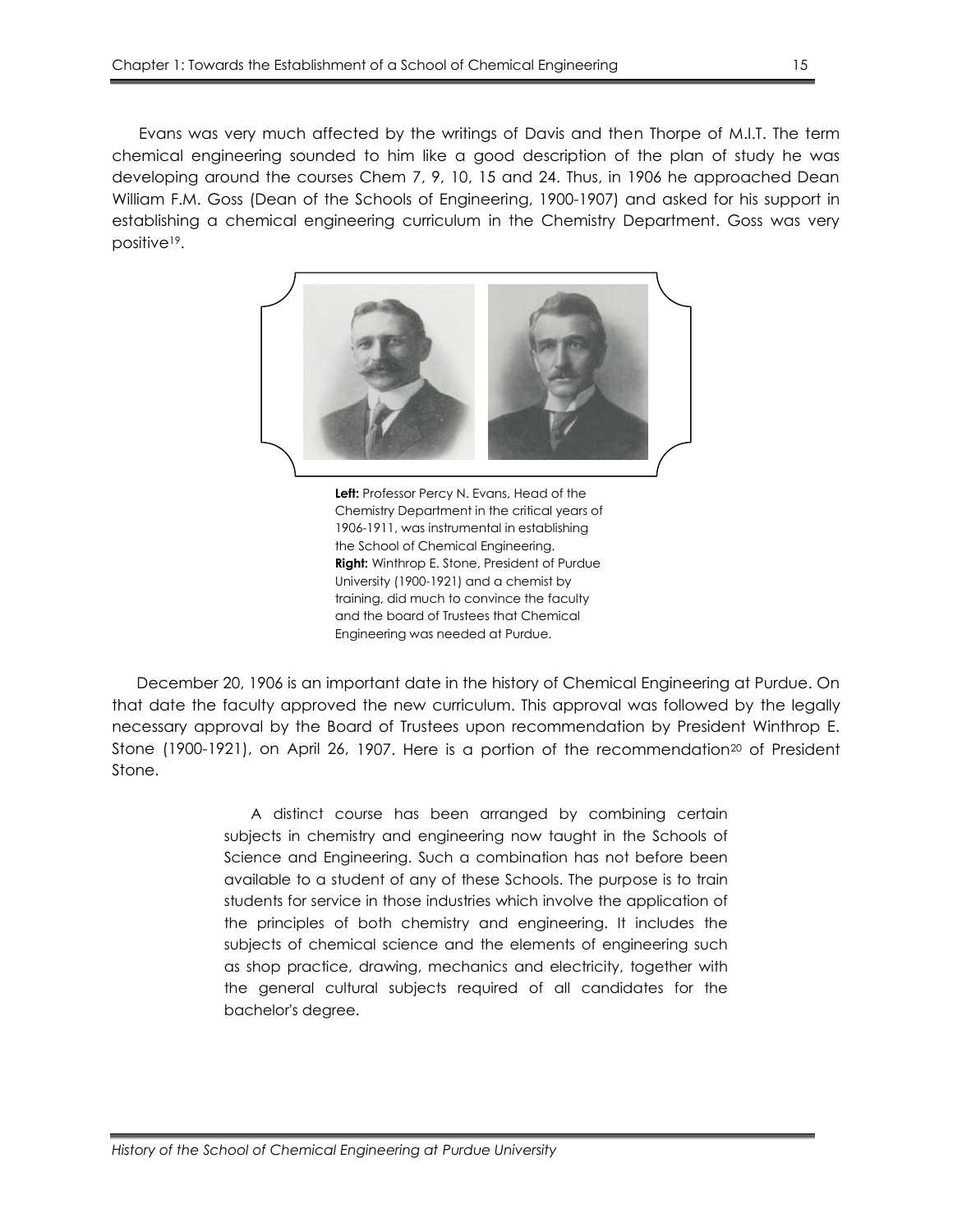Evans was very much affected by the writings of Davis and then Thorpe of M.I.T. The term chemical engineering sounded to him like a good description of the plan of study he was developing around the courses Chem 7, 9, 10, 15 and 24. Thus, in 1906 he approached Dean William F.M. Goss (Dean of the Schools of Engineering, 1900-1907) and asked for his support in establishing a chemical engineering curriculum in the Chemistry Department. Goss was very positive[19].

**Left:** Professor Percy N. Evans, Head of the Chemistry Department in the critical years of 1906-1911, was instrumental in establishing the School of Chemical Engineering.
**Right:** Winthrop E. Stone, President of Purdue University (1900-1921) and a chemist by training, did much to convince the faculty and the board of Trustees that Chemical Engineering was needed at Purdue.

December 20, 1906 is an important date in the history of Chemical Engineering at Purdue. On that date the faculty approved the new curriculum. This approval was followed by the legally necessary approval by the Board of Trustees upon recommendation by President Winthrop E. Stone (1900-1921), on April 26, 1907. Here is a portion of the recommendation[20] of President Stone.

> A distinct course has been arranged by combining certain subjects in chemistry and engineering now taught in the Schools of Science and Engineering. Such a combination has not before been available to a student of any of these Schools. The purpose is to train students for service in those industries which involve the application of the principles of both chemistry and engineering. It includes the subjects of chemical science and the elements of engineering such as shop practice, drawing, mechanics and electricity, together with the general cultural subjects required of all candidates for the bachelor's degree.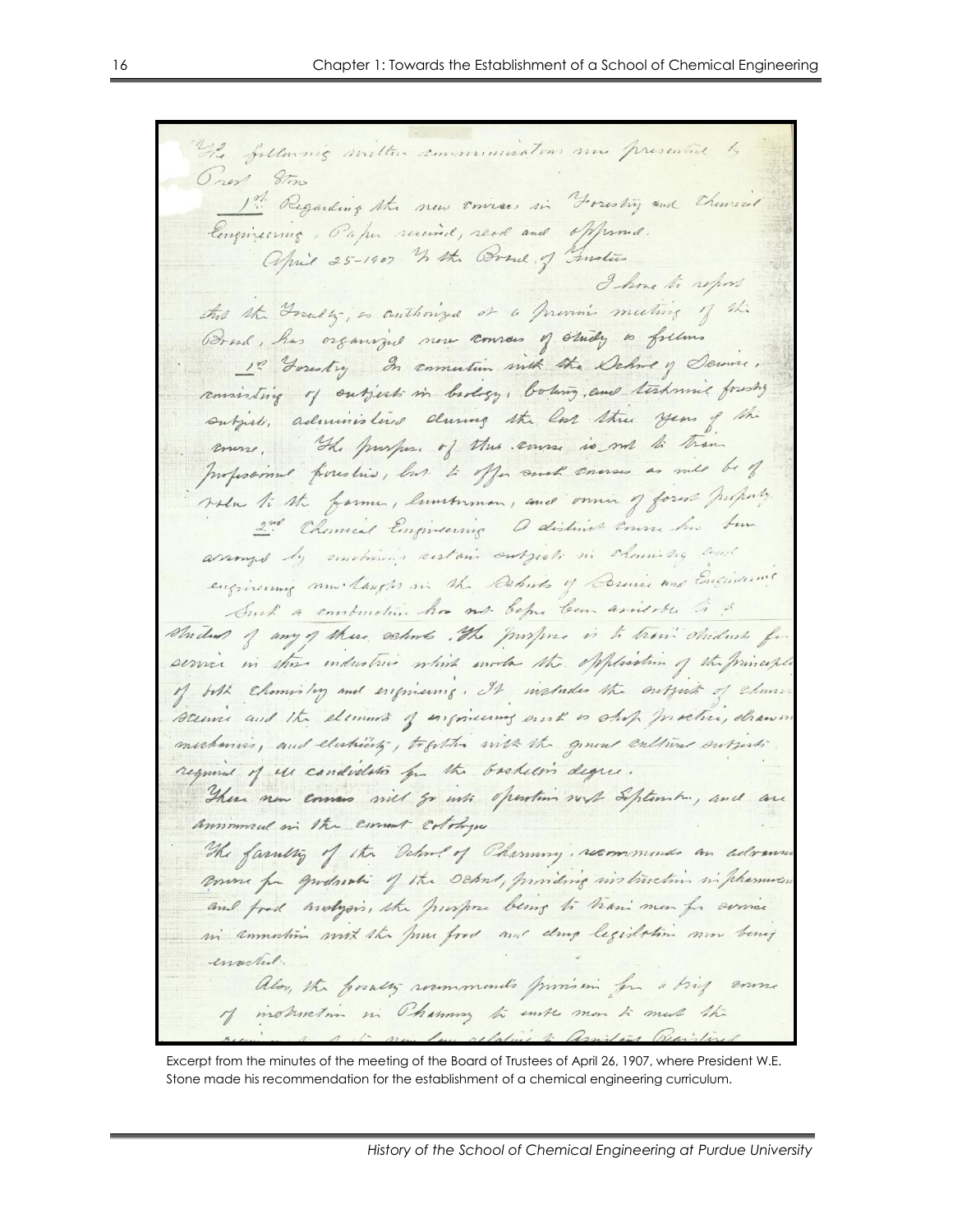The following written communication was presented by Pres't Stone

1st Regarding the new courses in Forestry and Chemical Engineering. Paper received, read and approved.

April 25-1907 To the Board of Trustees

I have to report that the Faculty, as authorized at a previous meeting of the Board, has organized new courses of study as follows

1st Forestry In connection with the School of Science, consisting of subjects in biology, botany, and technical forestry subjects, administered during the last three years of the course. The purpose of this course is not to train professional foresters, but to offer such courses as will be of value to the farmer, lumberman, and owner of forest property.

2nd Chemical Engineering A distinct course has been arranged by combining certain subjects in chemistry and engineering now taught in the Schools of Science and Engineering. Such a combination has not before been available to students of any of these schools. The purpose is to train students for service in those industries which involve the application of the principles of both chemistry and engineering. It includes the subjects of chemical science and the elements of engineering such as shop practice, drawing, mechanics, and electricity, together with the general cultural subjects required of all candidates for the bachelor's degree.

These new courses will go into operation next September, and are announced in the current Catalogue.

The faculty of the School of Pharmacy, recommends an advanced course for graduates of the School, providing instruction in pharmaceutical and food analysis, the purpose being to train men for service in connection with the pure food and drug legislation now being enacted.

Also, the faculty recommends provision for a brief course of instruction in Pharmacy to enable men to meet the requirements of the new law relating to Assistant Registered

Excerpt from the minutes of the meeting of the Board of Trustees of April 26, 1907, where President W.E. Stone made his recommendation for the establishment of a chemical engineering curriculum.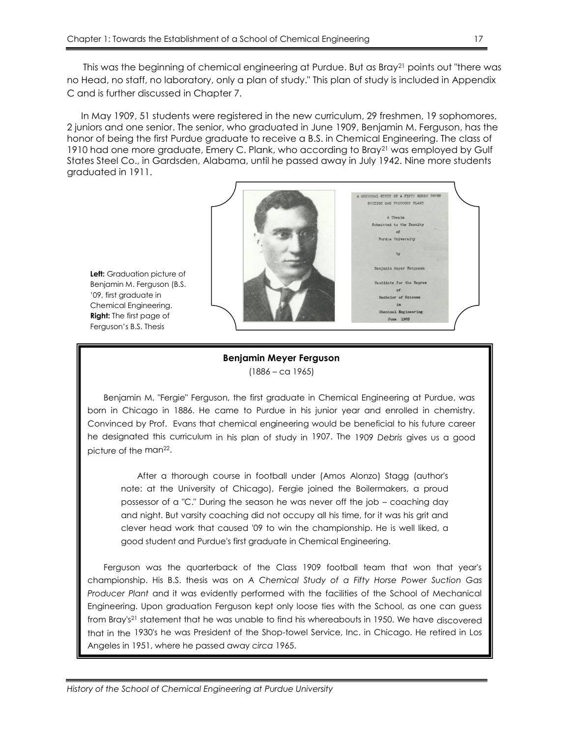This was the beginning of chemical engineering at Purdue. But as Bray[21] points out "there was no Head, no staff, no laboratory, only a plan of study." This plan of study is included in Appendix C and is further discussed in Chapter 7.

In May 1909, 51 students were registered in the new curriculum, 29 freshmen, 19 sophomores, 2 juniors and one senior. The senior, who graduated in June 1909, Benjamin M. Ferguson, has the honor of being the first Purdue graduate to receive a B.S. in Chemical Engineering. The class of 1910 had one more graduate, Emery C. Plank, who according to Bray[21] was employed by Gulf States Steel Co., in Gardsden, Alabama, until he passed away in July 1942. Nine more students graduated in 1911.

**Left:** Graduation picture of Benjamin M. Ferguson (B.S. '09, first graduate in Chemical Engineering. **Right:** The first page of Ferguson's B.S. Thesis

A CHEMICAL STUDY OF A FIFTY HORSE POWER SUCTION GAS PRODUCER PLANT

A Thesis Submitted to the Faculty of Purdue University

by

Benjamin Meyer Ferguson

Candidate for the Degree of Bachelor of Science in Chemical Engineering June 1909

### Benjamin Meyer Ferguson

(1886 – ca 1965)

Benjamin M. "Fergie" Ferguson, the first graduate in Chemical Engineering at Purdue, was born in Chicago in 1886. He came to Purdue in his junior year and enrolled in chemistry. Convinced by Prof. Evans that chemical engineering would be beneficial to his future career he designated this curriculum in his plan of study in 1907. The 1909 *Debris* gives us a good picture of the man[22].

> After a thorough course in football under (Amos Alonzo) Stagg (author's note: at the University of Chicago), Fergie joined the Boilermakers, a proud possessor of a "C." During the season he was never off the job – coaching day and night. But varsity coaching did not occupy all his time, for it was his grit and clever head work that caused '09 to win the championship. He is well liked, a good student and Purdue's first graduate in Chemical Engineering.

Ferguson was the quarterback of the Class 1909 football team that won that year's championship. His B.S. thesis was on *A Chemical Study of a Fifty Horse Power Suction Gas Producer Plant* and it was evidently performed with the facilities of the School of Mechanical Engineering. Upon graduation Ferguson kept only loose ties with the School, as one can guess from Bray's[21] statement that he was unable to find his whereabouts in 1950. We have discovered that in the 1930's he was President of the Shop-towel Service, Inc. in Chicago. He retired in Los Angeles in 1951, where he passed away *circa* 1965.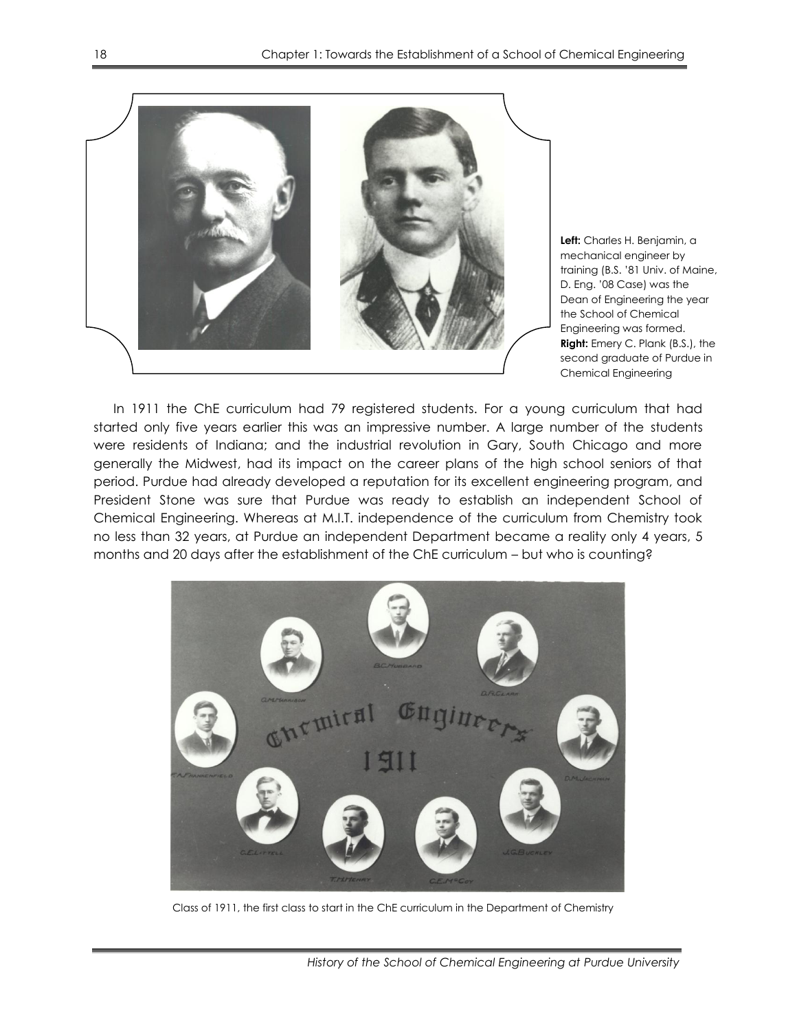**Left:** Charles H. Benjamin, a mechanical engineer by training (B.S. '81 Univ. of Maine, D. Eng. '08 Case) was the Dean of Engineering the year the School of Chemical Engineering was formed. **Right:** Emery C. Plank (B.S.), the second graduate of Purdue in Chemical Engineering

In 1911 the ChE curriculum had 79 registered students. For a young curriculum that had started only five years earlier this was an impressive number. A large number of the students were residents of Indiana; and the industrial revolution in Gary, South Chicago and more generally the Midwest, had its impact on the career plans of the high school seniors of that period. Purdue had already developed a reputation for its excellent engineering program, and President Stone was sure that Purdue was ready to establish an independent School of Chemical Engineering. Whereas at M.I.T. independence of the curriculum from Chemistry took no less than 32 years, at Purdue an independent Department became a reality only 4 years, 5 months and 20 days after the establishment of the ChE curriculum – but who is counting?

Class of 1911, the first class to start in the ChE curriculum in the Department of Chemistry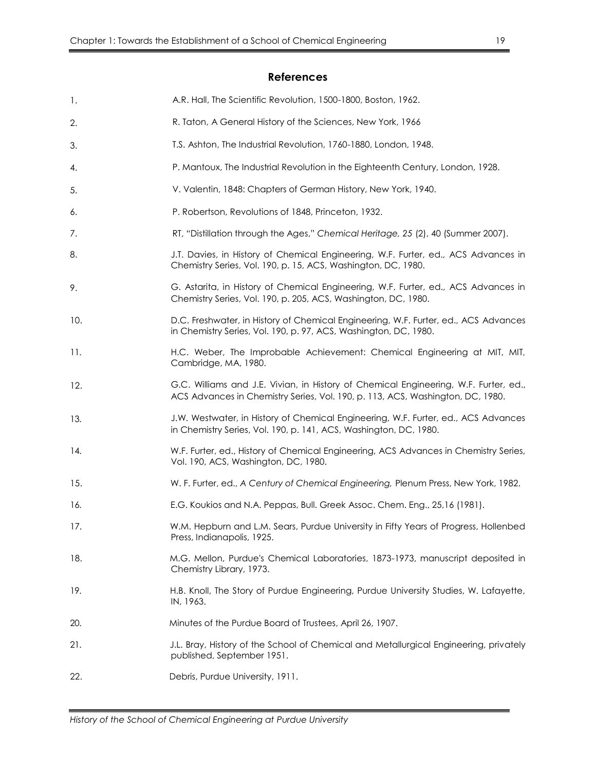## References

1. A.R. Hall, The Scientific Revolution, 1500-1800, Boston, 1962.
2. R. Taton, A General History of the Sciences, New York, 1966
3. T.S. Ashton, The Industrial Revolution, 1760-1880, London, 1948.
4. P. Mantoux, The Industrial Revolution in the Eighteenth Century, London, 1928.
5. V. Valentin, 1848: Chapters of German History, New York, 1940.
6. P. Robertson, Revolutions of 1848, Princeton, 1932.
7. RT, "Distillation through the Ages," *Chemical Heritage, 25* (2), 40 (Summer 2007).
8. J.T. Davies, in History of Chemical Engineering, W.F. Furter, ed., ACS Advances in Chemistry Series, Vol. 190, p. 15, ACS, Washington, DC, 1980.
9. G. Astarita, in History of Chemical Engineering, W.F. Furter, ed., ACS Advances in Chemistry Series, Vol. 190, p. 205, ACS, Washington, DC, 1980.
10. D.C. Freshwater, in History of Chemical Engineering, W.F. Furter, ed., ACS Advances in Chemistry Series, Vol. 190, p. 97, ACS, Washington, DC, 1980.
11. H.C. Weber, The Improbable Achievement: Chemical Engineering at MIT, MIT, Cambridge, MA, 1980.
12. G.C. Williams and J.E. Vivian, in History of Chemical Engineering, W.F. Furter, ed., ACS Advances in Chemistry Series, Vol. 190, p. 113, ACS, Washington, DC, 1980.
13. J.W. Westwater, in History of Chemical Engineering, W.F. Furter, ed., ACS Advances in Chemistry Series, Vol. 190, p. 141, ACS, Washington, DC, 1980.
14. W.F. Furter, ed., History of Chemical Engineering, ACS Advances in Chemistry Series, Vol. 190, ACS, Washington, DC, 1980.
15. W. F. Furter, ed., *A Century of Chemical Engineering,* Plenum Press, New York, 1982.
16. E.G. Koukios and N.A. Peppas, Bull. Greek Assoc. Chem. Eng., 25,16 (1981).
17. W.M. Hepburn and L.M. Sears, Purdue University in Fifty Years of Progress, Hollenbed Press, Indianapolis, 1925.
18. M.G. Mellon, Purdue's Chemical Laboratories, 1873-1973, manuscript deposited in Chemistry Library, 1973.
19. H.B. Knoll, The Story of Purdue Engineering, Purdue University Studies, W. Lafayette, IN, 1963.
20. Minutes of the Purdue Board of Trustees, April 26, 1907.
21. J.L. Bray, History of the School of Chemical and Metallurgical Engineering, privately published, September 1951.
22. Debris, Purdue University, 1911.